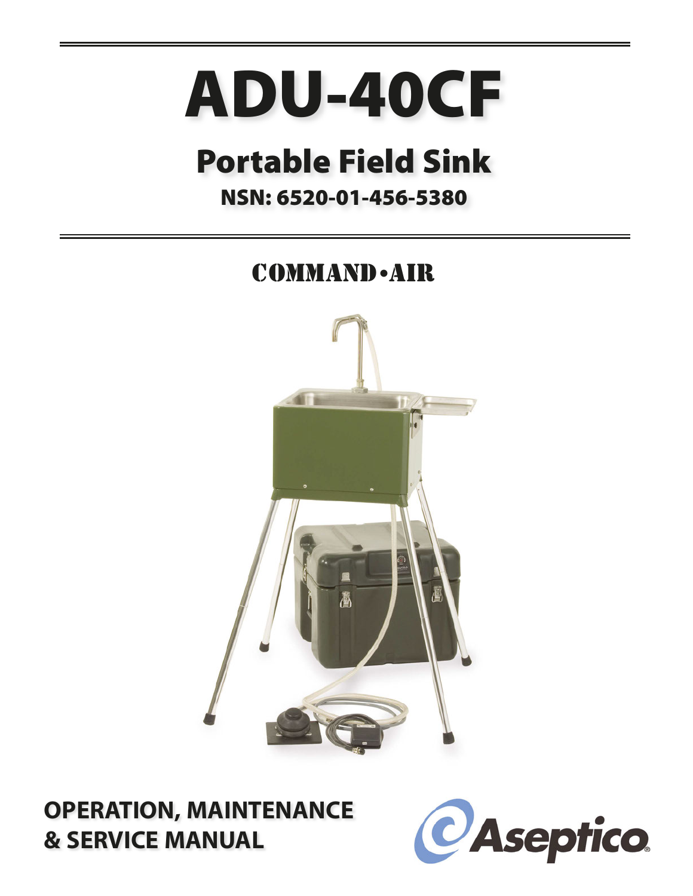# ADU-40CF

## Portable Field Sink

**NSN: 6520-01-456-5380**

COMMAND•AIR

**OPERATION, MAINTENANCE & SERVICE MANUAL**

Aseptico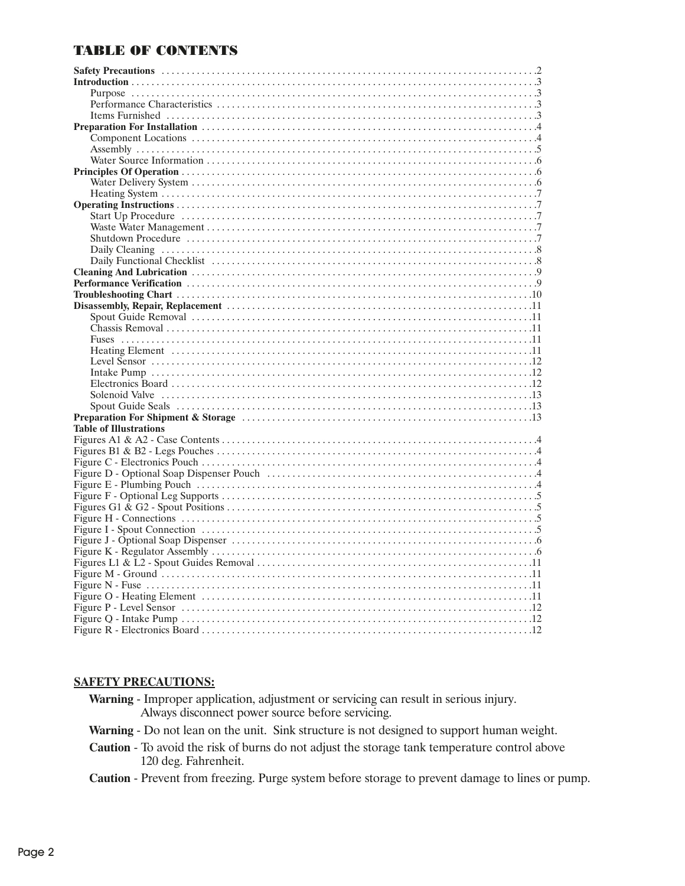# TABLE OF CONTENTS

| | |
|---|---|
| **Safety Precautions** | 2 |
| **Introduction** | 3 |
| Purpose | 3 |
| Performance Characteristics | 3 |
| Items Furnished | 3 |
| **Preparation For Installation** | 4 |
| Component Locations | 4 |
| Assembly | 5 |
| Water Source Information | 6 |
| **Principles Of Operation** | 6 |
| Water Delivery System | 6 |
| Heating System | 7 |
| **Operating Instructions** | 7 |
| Start Up Procedure | 7 |
| Waste Water Management | 7 |
| Shutdown Procedure | 7 |
| Daily Cleaning | 8 |
| Daily Functional Checklist | 8 |
| **Cleaning And Lubrication** | 9 |
| **Performance Verification** | 9 |
| **Troubleshooting Chart** | 10 |
| **Disassembly, Repair, Replacement** | 11 |
| Spout Guide Removal | 11 |
| Chassis Removal | 11 |
| Fuses | 11 |
| Heating Element | 11 |
| Level Sensor | 12 |
| Intake Pump | 12 |
| Electronics Board | 12 |
| Solenoid Valve | 13 |
| Spout Guide Seals | 13 |
| **Preparation For Shipment & Storage** | 13 |
| **Table of Illustrations** | |
| Figures A1 & A2 - Case Contents | 4 |
| Figures B1 & B2 - Legs Pouches | 4 |
| Figure C - Electronics Pouch | 4 |
| Figure D - Optional Soap Dispenser Pouch | 4 |
| Figure E - Plumbing Pouch | 4 |
| Figure F - Optional Leg Supports | 5 |
| Figures G1 & G2 - Spout Positions | 5 |
| Figure H - Connections | 5 |
| Figure I - Spout Connection | 5 |
| Figure J - Optional Soap Dispenser | 6 |
| Figure K - Regulator Assembly | 6 |
| Figures L1 & L2 - Spout Guides Removal | 11 |
| Figure M - Ground | 11 |
| Figure N - Fuse | 11 |
| Figure O - Heating Element | 11 |
| Figure P - Level Sensor | 12 |
| Figure Q - Intake Pump | 12 |
| Figure R - Electronics Board | 12 |

## SAFETY PRECAUTIONS:

**Warning** - Improper application, adjustment or servicing can result in serious injury. Always disconnect power source before servicing.

**Warning** - Do not lean on the unit. Sink structure is not designed to support human weight.

**Caution** - To avoid the risk of burns do not adjust the storage tank temperature control above 120 deg. Fahrenheit.

**Caution** - Prevent from freezing. Purge system before storage to prevent damage to lines or pump.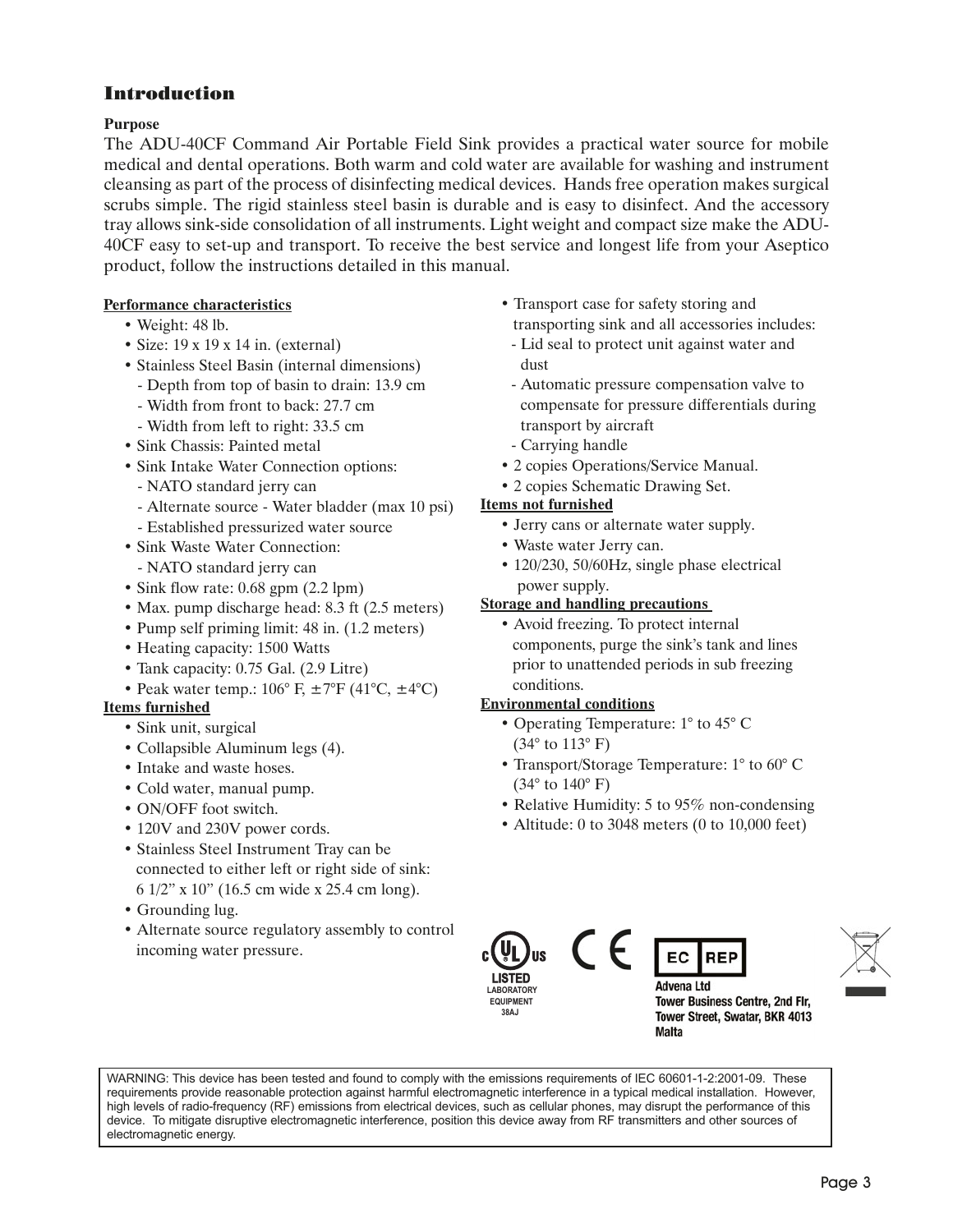## Introduction

**Purpose**

The ADU-40CF Command Air Portable Field Sink provides a practical water source for mobile medical and dental operations. Both warm and cold water are available for washing and instrument cleansing as part of the process of disinfecting medical devices. Hands free operation makes surgical scrubs simple. The rigid stainless steel basin is durable and is easy to disinfect. And the accessory tray allows sink-side consolidation of all instruments. Light weight and compact size make the ADU-40CF easy to set-up and transport. To receive the best service and longest life from your Aseptico product, follow the instructions detailed in this manual.

**Performance characteristics**

- Weight: 48 lb.
- Size: 19 x 19 x 14 in. (external)
- Stainless Steel Basin (internal dimensions)
  - Depth from top of basin to drain: 13.9 cm
  - Width from front to back: 27.7 cm
  - Width from left to right: 33.5 cm
- Sink Chassis: Painted metal
- Sink Intake Water Connection options:
  - NATO standard jerry can
  - Alternate source - Water bladder (max 10 psi)
  - Established pressurized water source
- Sink Waste Water Connection:
  - NATO standard jerry can
- Sink flow rate: 0.68 gpm (2.2 lpm)
- Max. pump discharge head: 8.3 ft (2.5 meters)
- Pump self priming limit: 48 in. (1.2 meters)
- Heating capacity: 1500 Watts
- Tank capacity: 0.75 Gal. (2.9 Litre)
- Peak water temp.: 106° F, ±7°F (41°C, ±4°C)

**Items furnished**

- Sink unit, surgical
- Collapsible Aluminum legs (4).
- Intake and waste hoses.
- Cold water, manual pump.
- ON/OFF foot switch.
- 120V and 230V power cords.
- Stainless Steel Instrument Tray can be connected to either left or right side of sink: 6 1/2” x 10” (16.5 cm wide x 25.4 cm long).
- Grounding lug.
- Alternate source regulatory assembly to control incoming water pressure.
- Transport case for safety storing and transporting sink and all accessories includes:
  - Lid seal to protect unit against water and dust
  - Automatic pressure compensation valve to compensate for pressure differentials during transport by aircraft
  - Carrying handle
- 2 copies Operations/Service Manual.
- 2 copies Schematic Drawing Set.

**Items not furnished**

- Jerry cans or alternate water supply.
- Waste water Jerry can.
- 120/230, 50/60Hz, single phase electrical power supply.

**Storage and handling precautions**

- Avoid freezing. To protect internal components, purge the sink’s tank and lines prior to unattended periods in sub freezing conditions.

**Environmental conditions**

- Operating Temperature: 1° to 45° C (34° to 113° F)
- Transport/Storage Temperature: 1° to 60° C (34° to 140° F)
- Relative Humidity: 5 to 95% non-condensing
- Altitude: 0 to 3048 meters (0 to 10,000 feet)

c UL us LISTED LABORATORY EQUIPMENT 38AJ

CE

EC REP
Advena Ltd
Tower Business Centre, 2nd Flr,
Tower Street, Swatar, BKR 4013
Malta

WARNING: This device has been tested and found to comply with the emissions requirements of IEC 60601-1-2:2001-09. These requirements provide reasonable protection against harmful electromagnetic interference in a typical medical installation. However, high levels of radio-frequency (RF) emissions from electrical devices, such as cellular phones, may disrupt the performance of this device. To mitigate disruptive electromagnetic interference, position this device away from RF transmitters and other sources of electromagnetic energy.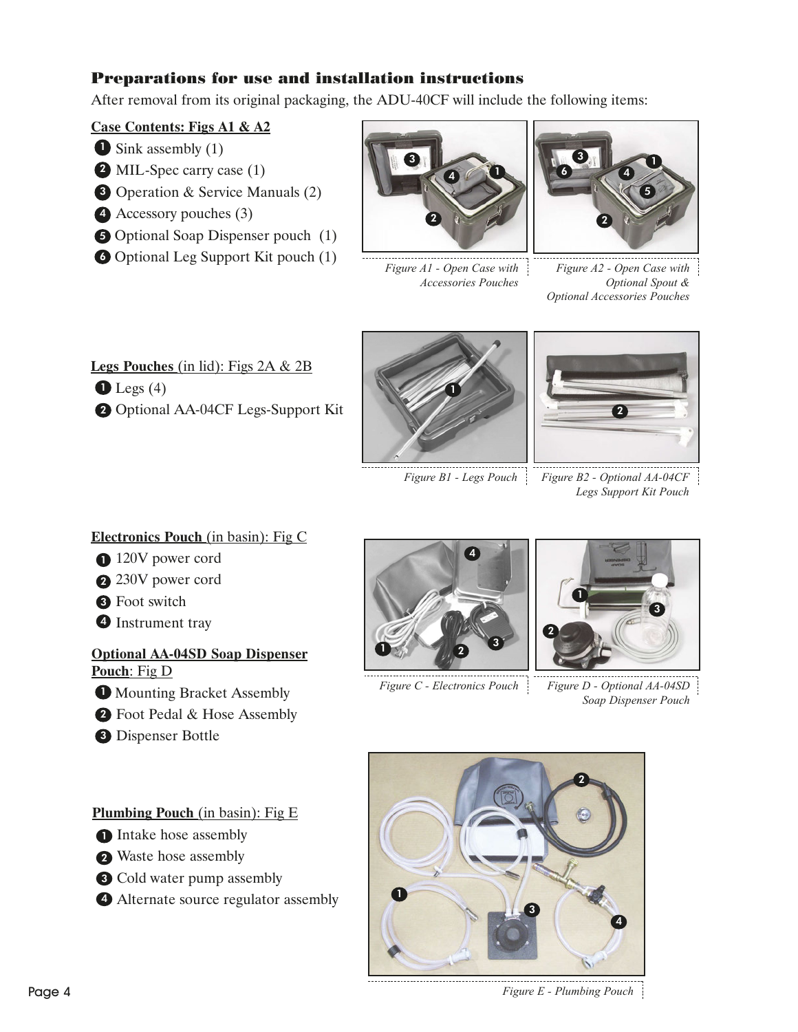## Preparations for use and installation instructions

After removal from its original packaging, the ADU-40CF will include the following items:

**Case Contents: Figs A1 & A2**

1. Sink assembly (1)
2. MIL-Spec carry case (1)
3. Operation & Service Manuals (2)
4. Accessory pouches (3)
5. Optional Soap Dispenser pouch (1)
6. Optional Leg Support Kit pouch (1)

*Figure A1 - Open Case with Accessories Pouches*

*Figure A2 - Open Case with Optional Spout & Optional Accessories Pouches*

**Legs Pouches** (in lid): Figs 2A & 2B

1. Legs (4)
2. Optional AA-04CF Legs-Support Kit

*Figure B1 - Legs Pouch*

*Figure B2 - Optional AA-04CF Legs Support Kit Pouch*

**Electronics Pouch** (in basin): Fig C

1. 120V power cord
2. 230V power cord
3. Foot switch
4. Instrument tray

**Optional AA-04SD Soap Dispenser Pouch**: Fig D

1. Mounting Bracket Assembly
2. Foot Pedal & Hose Assembly
3. Dispenser Bottle

*Figure C - Electronics Pouch*

*Figure D - Optional AA-04SD Soap Dispenser Pouch*

**Plumbing Pouch** (in basin): Fig E

1. Intake hose assembly
2. Waste hose assembly
3. Cold water pump assembly
4. Alternate source regulator assembly

*Figure E - Plumbing Pouch*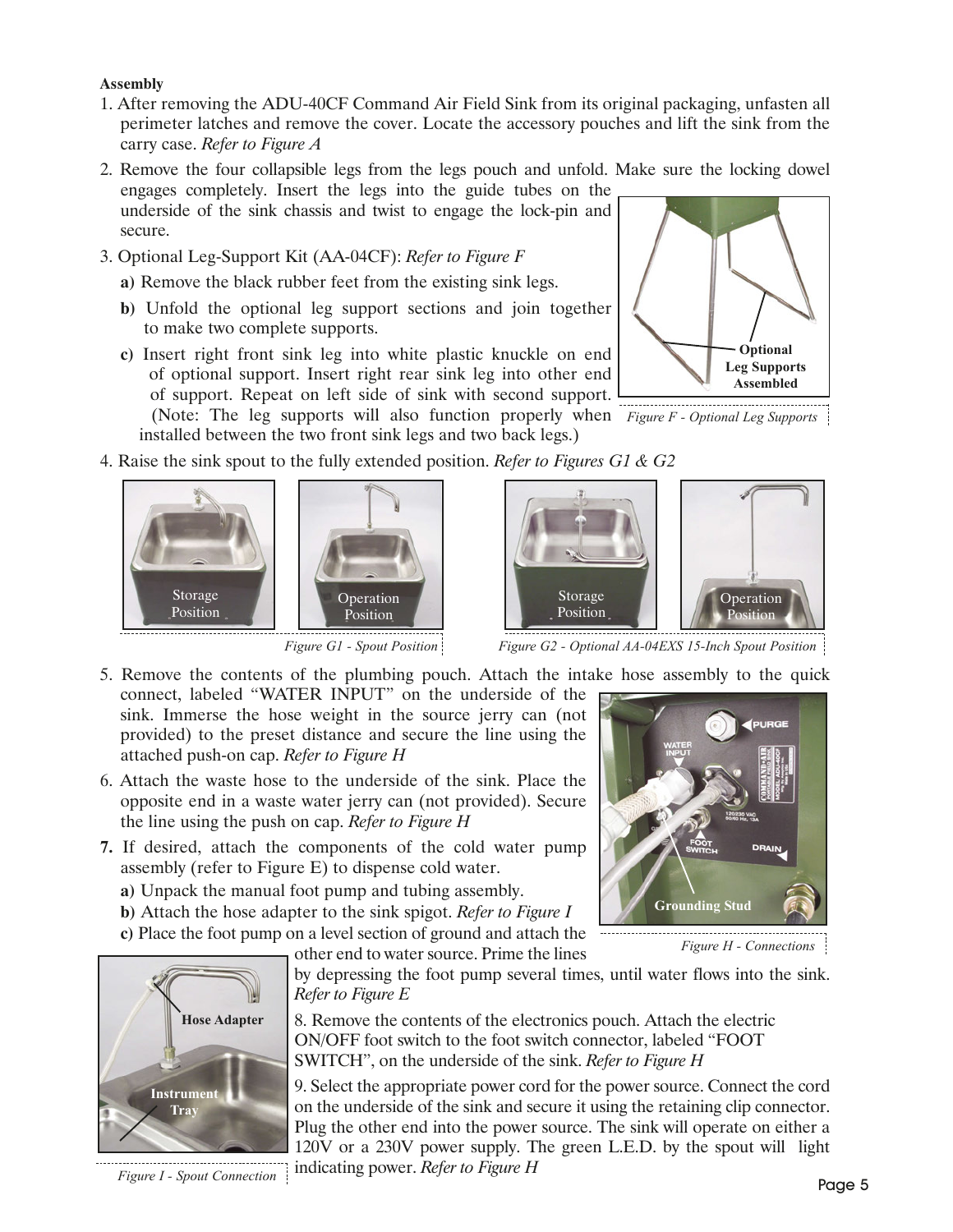**Assembly**

1. After removing the ADU-40CF Command Air Field Sink from its original packaging, unfasten all perimeter latches and remove the cover. Locate the accessory pouches and lift the sink from the carry case. *Refer to Figure A*

2. Remove the four collapsible legs from the legs pouch and unfold. Make sure the locking dowel engages completely. Insert the legs into the guide tubes on the underside of the sink chassis and twist to engage the lock-pin and secure.

3. Optional Leg-Support Kit (AA-04CF): *Refer to Figure F*

   **a)** Remove the black rubber feet from the existing sink legs.

   **b)** Unfold the optional leg support sections and join together to make two complete supports.

   **c)** Insert right front sink leg into white plastic knuckle on end of optional support. Insert right rear sink leg into other end of support. Repeat on left side of sink with second support. (Note: The leg supports will also function properly when installed between the two front sink legs and two back legs.)

Optional Leg Supports Assembled

*Figure F - Optional Leg Supports*

4. Raise the sink spout to the fully extended position. *Refer to Figures G1 & G2*

Storage Position | Operation Position

*Figure G1 - Spout Position*

Storage Position | Operation Position

*Figure G2 - Optional AA-04EXS 15-Inch Spout Position*

5. Remove the contents of the plumbing pouch. Attach the intake hose assembly to the quick connect, labeled "WATER INPUT" on the underside of the sink. Immerse the hose weight in the source jerry can (not provided) to the preset distance and secure the line using the attached push-on cap. *Refer to Figure H*

6. Attach the waste hose to the underside of the sink. Place the opposite end in a waste water jerry can (not provided). Secure the line using the push on cap. *Refer to Figure H*

7. If desired, attach the components of the cold water pump assembly (refer to Figure E) to dispense cold water.

   **a)** Unpack the manual foot pump and tubing assembly.

   **b)** Attach the hose adapter to the sink spigot. *Refer to Figure I*

   **c)** Place the foot pump on a level section of ground and attach the other end to water source. Prime the lines by depressing the foot pump several times, until water flows into the sink. *Refer to Figure E*

Grounding Stud

*Figure H - Connections*

Hose Adapter

Instrument Tray

*Figure I - Spout Connection*

8. Remove the contents of the electronics pouch. Attach the electric ON/OFF foot switch to the foot switch connector, labeled "FOOT SWITCH", on the underside of the sink. *Refer to Figure H*

9. Select the appropriate power cord for the power source. Connect the cord on the underside of the sink and secure it using the retaining clip connector. Plug the other end into the power source. The sink will operate on either a 120V or a 230V power supply. The green L.E.D. by the spout will light indicating power. *Refer to Figure H*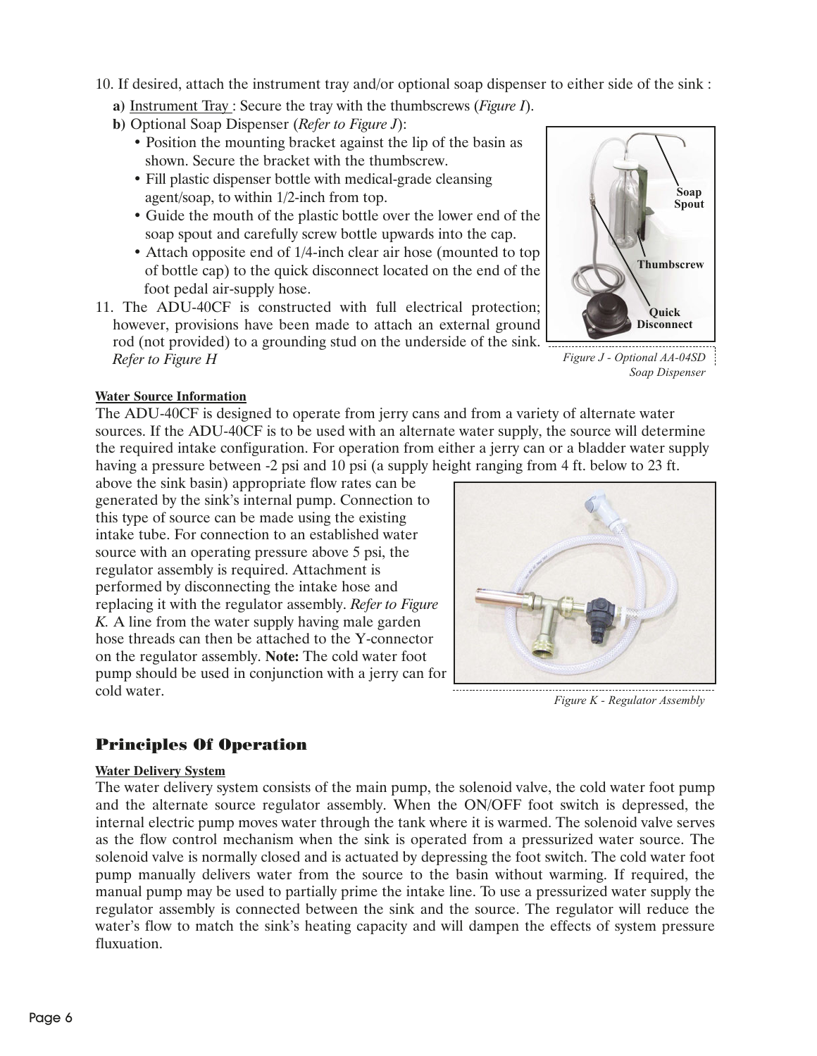10. If desired, attach the instrument tray and/or optional soap dispenser to either side of the sink :

   **a)** Instrument Tray : Secure the tray with the thumbscrews (*Figure I*).

   **b)** Optional Soap Dispenser (*Refer to Figure J*):

   - Position the mounting bracket against the lip of the basin as shown. Secure the bracket with the thumbscrew.
   - Fill plastic dispenser bottle with medical-grade cleansing agent/soap, to within 1/2-inch from top.
   - Guide the mouth of the plastic bottle over the lower end of the soap spout and carefully screw bottle upwards into the cap.
   - Attach opposite end of 1/4-inch clear air hose (mounted to top of bottle cap) to the quick disconnect located on the end of the foot pedal air-supply hose.

11. The ADU-40CF is constructed with full electrical protection; however, provisions have been made to attach an external ground rod (not provided) to a grounding stud on the underside of the sink. *Refer to Figure H*

Soap Spout

Thumbscrew

Quick Disconnect

*Figure J - Optional AA-04SD Soap Dispenser*

**Water Source Information**

The ADU-40CF is designed to operate from jerry cans and from a variety of alternate water sources. If the ADU-40CF is to be used with an alternate water supply, the source will determine the required intake configuration. For operation from either a jerry can or a bladder water supply having a pressure between -2 psi and 10 psi (a supply height ranging from 4 ft. below to 23 ft. above the sink basin) appropriate flow rates can be generated by the sink's internal pump. Connection to this type of source can be made using the existing intake tube. For connection to an established water source with an operating pressure above 5 psi, the regulator assembly is required. Attachment is performed by disconnecting the intake hose and replacing it with the regulator assembly. *Refer to Figure K.* A line from the water supply having male garden hose threads can then be attached to the Y-connector on the regulator assembly. **Note:** The cold water foot pump should be used in conjunction with a jerry can for cold water.

*Figure K - Regulator Assembly*

## Principles Of Operation

**Water Delivery System**

The water delivery system consists of the main pump, the solenoid valve, the cold water foot pump and the alternate source regulator assembly. When the ON/OFF foot switch is depressed, the internal electric pump moves water through the tank where it is warmed. The solenoid valve serves as the flow control mechanism when the sink is operated from a pressurized water source. The solenoid valve is normally closed and is actuated by depressing the foot switch. The cold water foot pump manually delivers water from the source to the basin without warming. If required, the manual pump may be used to partially prime the intake line. To use a pressurized water supply the regulator assembly is connected between the sink and the source. The regulator will reduce the water's flow to match the sink's heating capacity and will dampen the effects of system pressure fluxuation.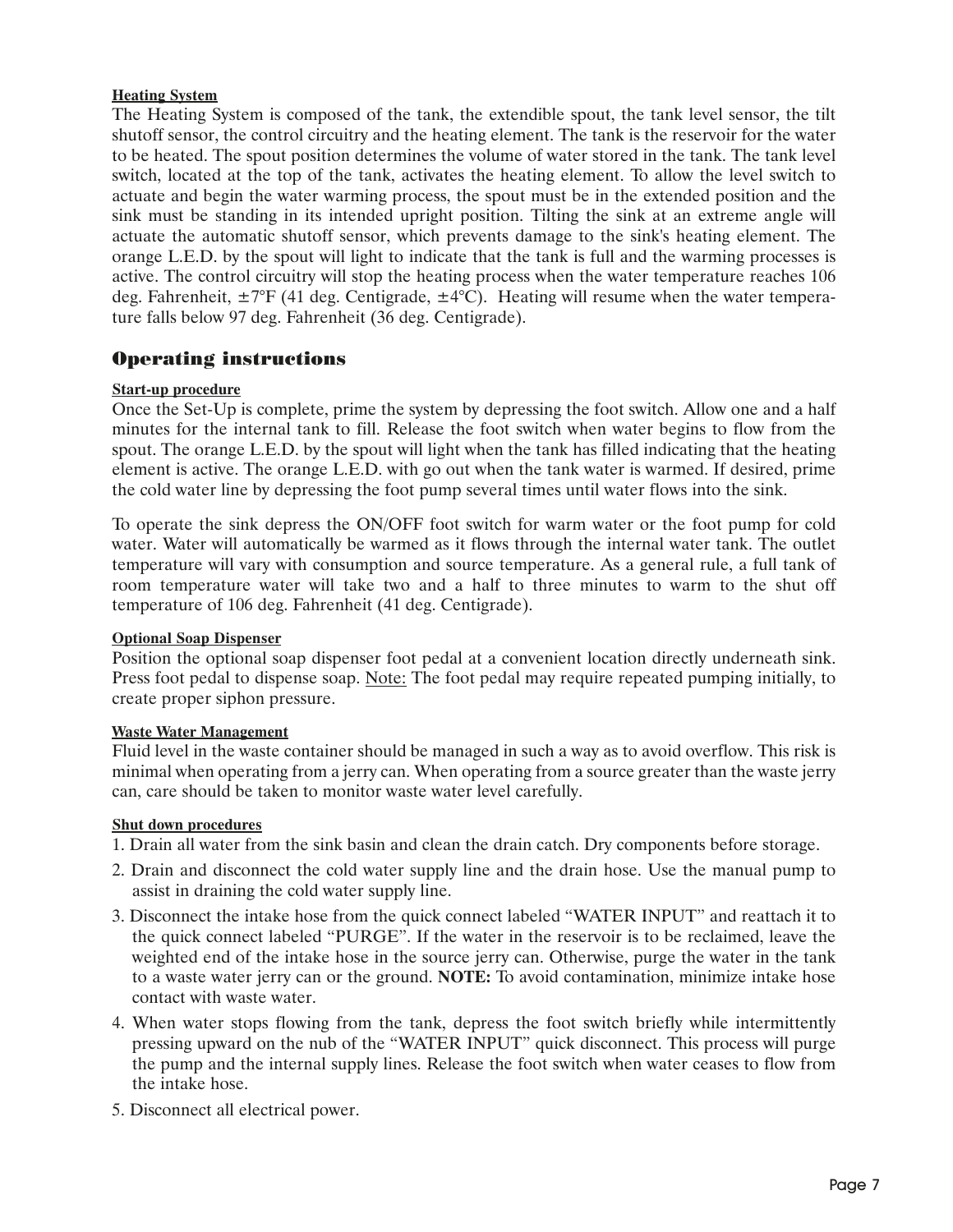**Heating System**

The Heating System is composed of the tank, the extendible spout, the tank level sensor, the tilt shutoff sensor, the control circuitry and the heating element. The tank is the reservoir for the water to be heated. The spout position determines the volume of water stored in the tank. The tank level switch, located at the top of the tank, activates the heating element. To allow the level switch to actuate and begin the water warming process, the spout must be in the extended position and the sink must be standing in its intended upright position. Tilting the sink at an extreme angle will actuate the automatic shutoff sensor, which prevents damage to the sink's heating element. The orange L.E.D. by the spout will light to indicate that the tank is full and the warming processes is active. The control circuitry will stop the heating process when the water temperature reaches 106 deg. Fahrenheit, ±7°F (41 deg. Centigrade, ±4°C). Heating will resume when the water temperature falls below 97 deg. Fahrenheit (36 deg. Centigrade).

## Operating instructions

**Start-up procedure**

Once the Set-Up is complete, prime the system by depressing the foot switch. Allow one and a half minutes for the internal tank to fill. Release the foot switch when water begins to flow from the spout. The orange L.E.D. by the spout will light when the tank has filled indicating that the heating element is active. The orange L.E.D. with go out when the tank water is warmed. If desired, prime the cold water line by depressing the foot pump several times until water flows into the sink.

To operate the sink depress the ON/OFF foot switch for warm water or the foot pump for cold water. Water will automatically be warmed as it flows through the internal water tank. The outlet temperature will vary with consumption and source temperature. As a general rule, a full tank of room temperature water will take two and a half to three minutes to warm to the shut off temperature of 106 deg. Fahrenheit (41 deg. Centigrade).

**Optional Soap Dispenser**

Position the optional soap dispenser foot pedal at a convenient location directly underneath sink. Press foot pedal to dispense soap. Note: The foot pedal may require repeated pumping initially, to create proper siphon pressure.

**Waste Water Management**

Fluid level in the waste container should be managed in such a way as to avoid overflow. This risk is minimal when operating from a jerry can. When operating from a source greater than the waste jerry can, care should be taken to monitor waste water level carefully.

**Shut down procedures**

1. Drain all water from the sink basin and clean the drain catch. Dry components before storage.
2. Drain and disconnect the cold water supply line and the drain hose. Use the manual pump to assist in draining the cold water supply line.
3. Disconnect the intake hose from the quick connect labeled "WATER INPUT" and reattach it to the quick connect labeled "PURGE". If the water in the reservoir is to be reclaimed, leave the weighted end of the intake hose in the source jerry can. Otherwise, purge the water in the tank to a waste water jerry can or the ground. **NOTE:** To avoid contamination, minimize intake hose contact with waste water.
4. When water stops flowing from the tank, depress the foot switch briefly while intermittently pressing upward on the nub of the "WATER INPUT" quick disconnect. This process will purge the pump and the internal supply lines. Release the foot switch when water ceases to flow from the intake hose.
5. Disconnect all electrical power.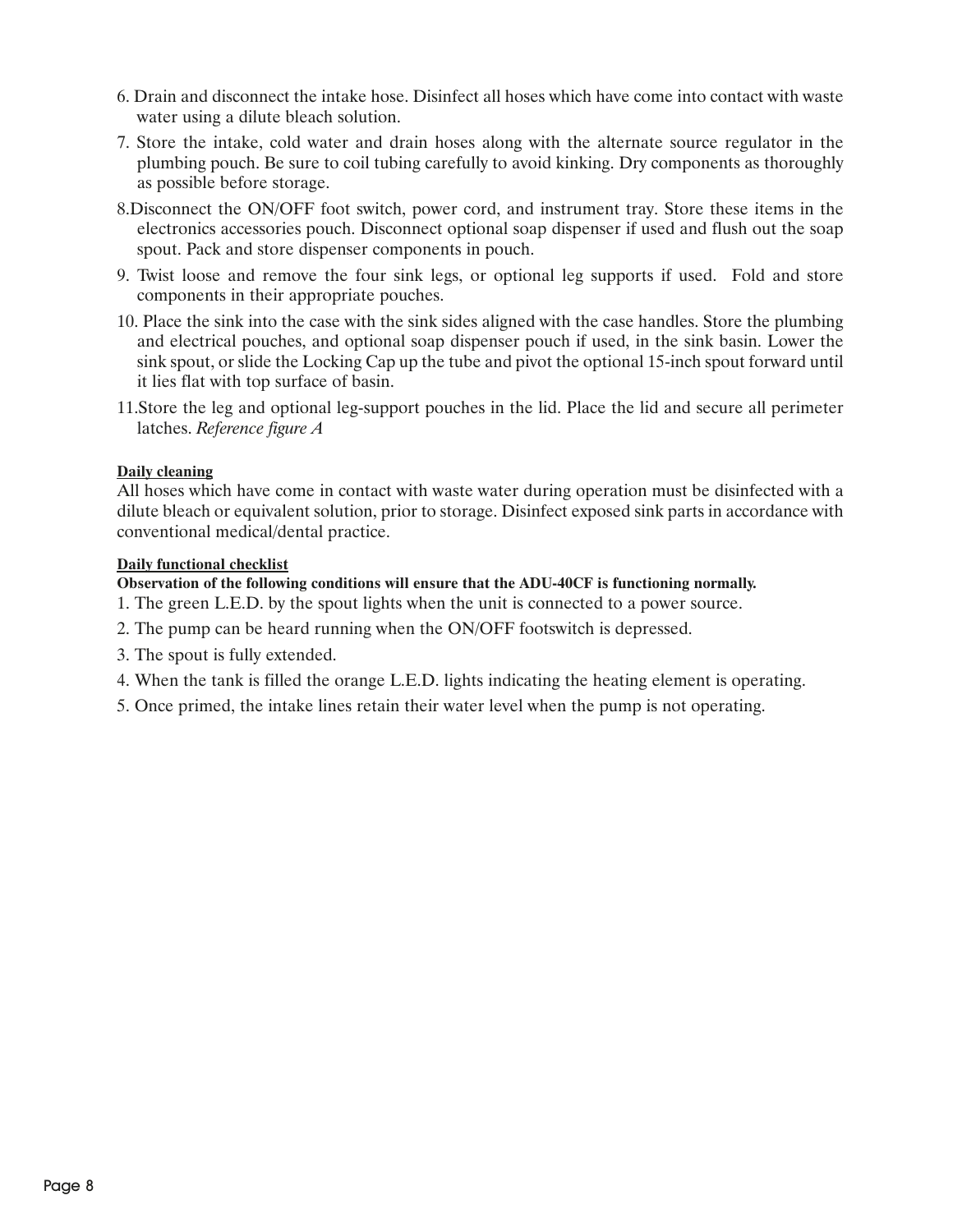6. Drain and disconnect the intake hose. Disinfect all hoses which have come into contact with waste water using a dilute bleach solution.
7. Store the intake, cold water and drain hoses along with the alternate source regulator in the plumbing pouch. Be sure to coil tubing carefully to avoid kinking. Dry components as thoroughly as possible before storage.
8. Disconnect the ON/OFF foot switch, power cord, and instrument tray. Store these items in the electronics accessories pouch. Disconnect optional soap dispenser if used and flush out the soap spout. Pack and store dispenser components in pouch.
9. Twist loose and remove the four sink legs, or optional leg supports if used. Fold and store components in their appropriate pouches.
10. Place the sink into the case with the sink sides aligned with the case handles. Store the plumbing and electrical pouches, and optional soap dispenser pouch if used, in the sink basin. Lower the sink spout, or slide the Locking Cap up the tube and pivot the optional 15-inch spout forward until it lies flat with top surface of basin.
11. Store the leg and optional leg-support pouches in the lid. Place the lid and secure all perimeter latches. *Reference figure A*

**Daily cleaning**

All hoses which have come in contact with waste water during operation must be disinfected with a dilute bleach or equivalent solution, prior to storage. Disinfect exposed sink parts in accordance with conventional medical/dental practice.

**Daily functional checklist**

**Observation of the following conditions will ensure that the ADU-40CF is functioning normally.**

1. The green L.E.D. by the spout lights when the unit is connected to a power source.
2. The pump can be heard running when the ON/OFF footswitch is depressed.
3. The spout is fully extended.
4. When the tank is filled the orange L.E.D. lights indicating the heating element is operating.
5. Once primed, the intake lines retain their water level when the pump is not operating.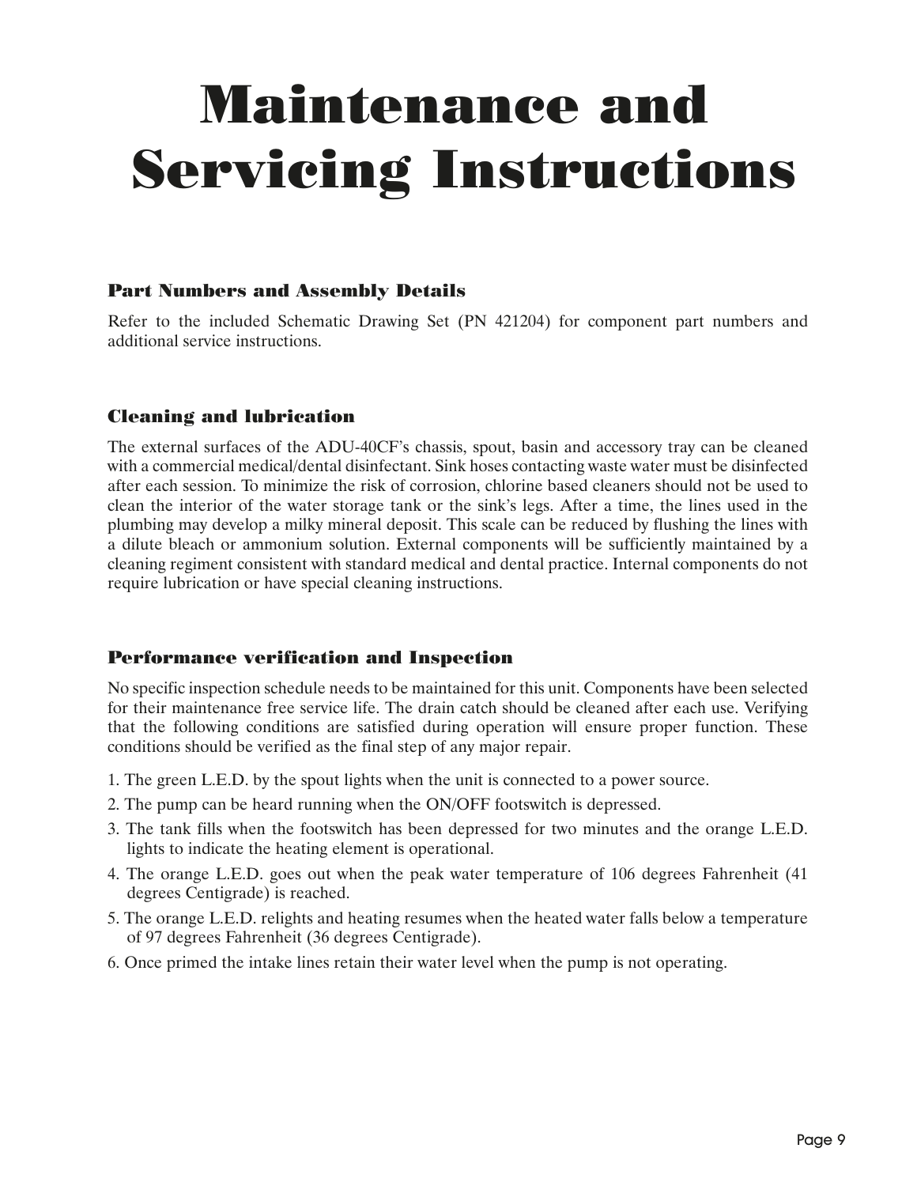# Maintenance and Servicing Instructions

### Part Numbers and Assembly Details

Refer to the included Schematic Drawing Set (PN 421204) for component part numbers and additional service instructions.

### Cleaning and lubrication

The external surfaces of the ADU-40CF's chassis, spout, basin and accessory tray can be cleaned with a commercial medical/dental disinfectant. Sink hoses contacting waste water must be disinfected after each session. To minimize the risk of corrosion, chlorine based cleaners should not be used to clean the interior of the water storage tank or the sink's legs. After a time, the lines used in the plumbing may develop a milky mineral deposit. This scale can be reduced by flushing the lines with a dilute bleach or ammonium solution. External components will be sufficiently maintained by a cleaning regiment consistent with standard medical and dental practice. Internal components do not require lubrication or have special cleaning instructions.

### Performance verification and Inspection

No specific inspection schedule needs to be maintained for this unit. Components have been selected for their maintenance free service life. The drain catch should be cleaned after each use. Verifying that the following conditions are satisfied during operation will ensure proper function. These conditions should be verified as the final step of any major repair.

1. The green L.E.D. by the spout lights when the unit is connected to a power source.
2. The pump can be heard running when the ON/OFF footswitch is depressed.
3. The tank fills when the footswitch has been depressed for two minutes and the orange L.E.D. lights to indicate the heating element is operational.
4. The orange L.E.D. goes out when the peak water temperature of 106 degrees Fahrenheit (41 degrees Centigrade) is reached.
5. The orange L.E.D. relights and heating resumes when the heated water falls below a temperature of 97 degrees Fahrenheit (36 degrees Centigrade).
6. Once primed the intake lines retain their water level when the pump is not operating.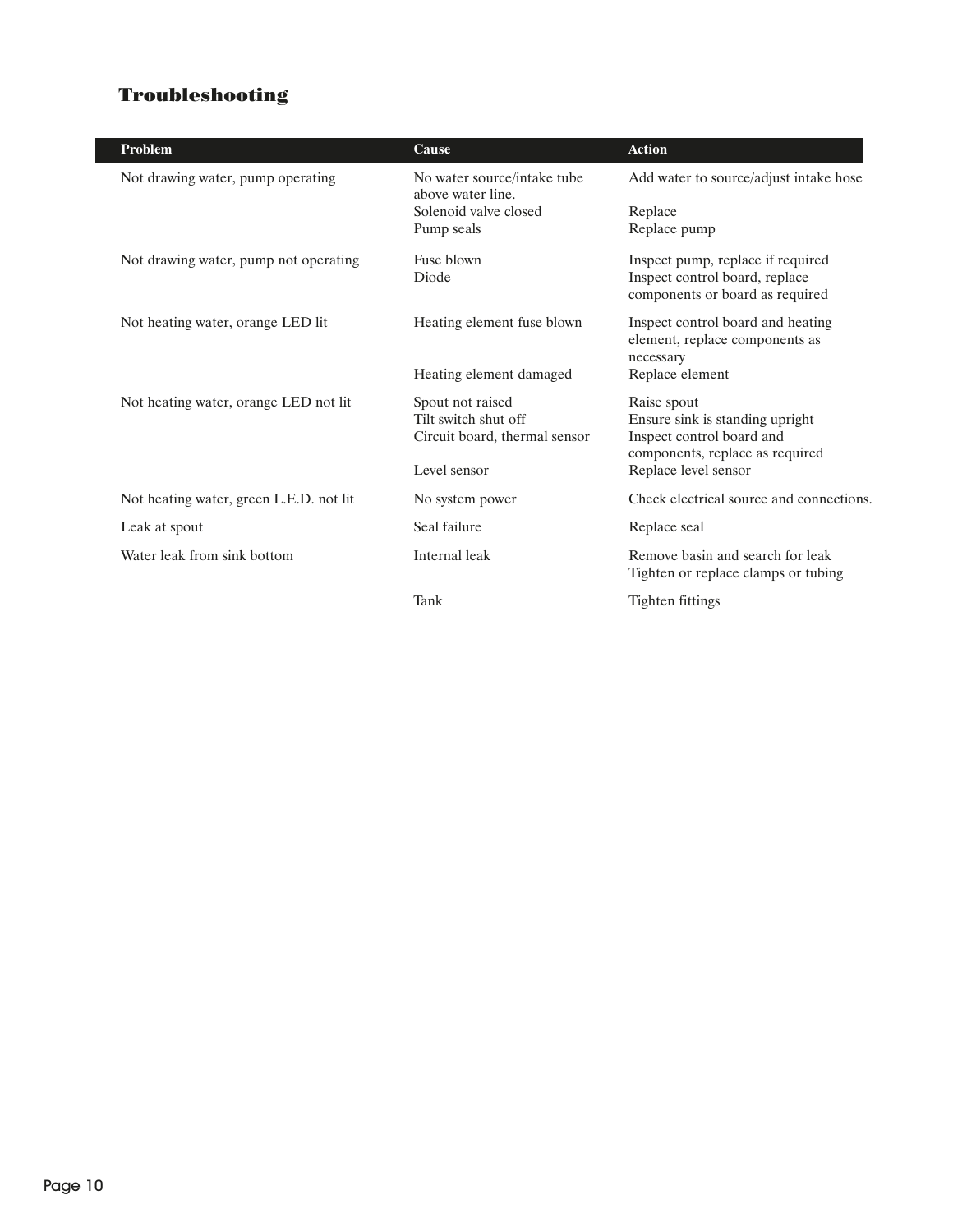# Troubleshooting

| Problem | Cause | Action |
|---|---|---|
| Not drawing water, pump operating | No water source/intake tube above water line. | Add water to source/adjust intake hose |
| | Solenoid valve closed | Replace |
| | Pump seals | Replace pump |
| Not drawing water, pump not operating | Fuse blown | Inspect pump, replace if required |
| | Diode | Inspect control board, replace components or board as required |
| Not heating water, orange LED lit | Heating element fuse blown | Inspect control board and heating element, replace components as necessary |
| | Heating element damaged | Replace element |
| Not heating water, orange LED not lit | Spout not raised | Raise spout |
| | Tilt switch shut off | Ensure sink is standing upright |
| | Circuit board, thermal sensor | Inspect control board and components, replace as required |
| | Level sensor | Replace level sensor |
| Not heating water, green L.E.D. not lit | No system power | Check electrical source and connections. |
| Leak at spout | Seal failure | Replace seal |
| Water leak from sink bottom | Internal leak | Remove basin and search for leak Tighten or replace clamps or tubing |
| | Tank | Tighten fittings |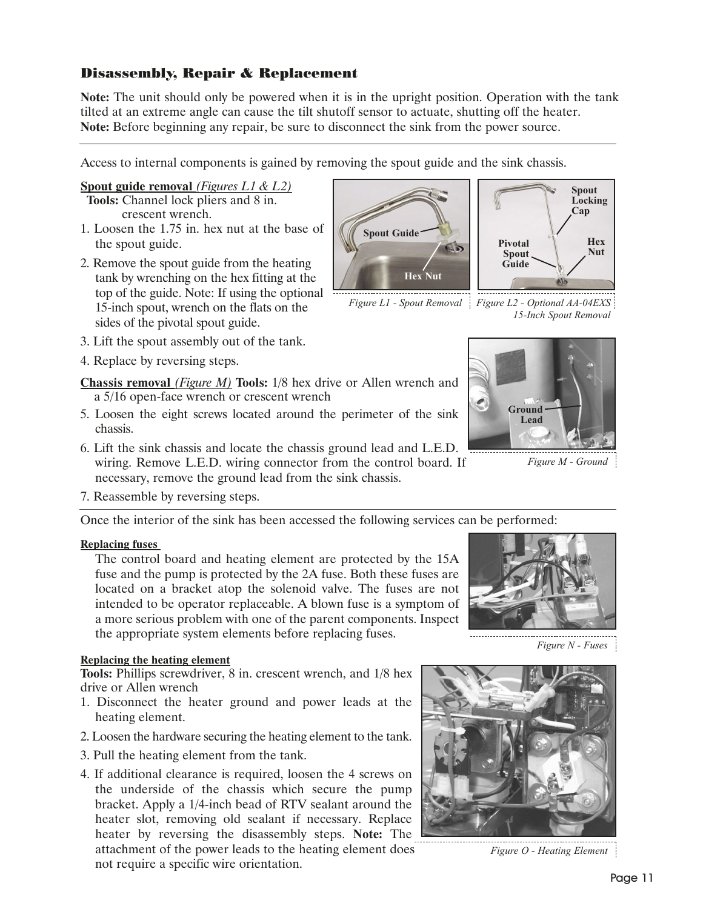## Disassembly, Repair & Replacement

**Note:** The unit should only be powered when it is in the upright position. Operation with the tank tilted at an extreme angle can cause the tilt shutoff sensor to actuate, shutting off the heater.
**Note:** Before beginning any repair, be sure to disconnect the sink from the power source.

---

Access to internal components is gained by removing the spout guide and the sink chassis.

**Spout guide removal** *(Figures L1 & L2)*
**Tools:** Channel lock pliers and 8 in. crescent wrench.

1. Loosen the 1.75 in. hex nut at the base of the spout guide.
2. Remove the spout guide from the heating tank by wrenching on the hex fitting at the top of the guide. Note: If using the optional 15-inch spout, wrench on the flats on the sides of the pivotal spout guide.
3. Lift the spout assembly out of the tank.
4. Replace by reversing steps.

Spout Guide
Hex Nut

*Figure L1 - Spout Removal*

Spout Locking Cap
Pivotal Spout Guide
Hex Nut

*Figure L2 - Optional AA-04EXS 15-Inch Spout Removal*

**Chassis removal** *(Figure M)* **Tools:** 1/8 hex drive or Allen wrench and a 5/16 open-face wrench or crescent wrench

5. Loosen the eight screws located around the perimeter of the sink chassis.
6. Lift the sink chassis and locate the chassis ground lead and L.E.D. wiring. Remove L.E.D. wiring connector from the control board. If necessary, remove the ground lead from the sink chassis.
7. Reassemble by reversing steps.

Ground Lead

*Figure M - Ground*

---

Once the interior of the sink has been accessed the following services can be performed:

**Replacing fuses**

The control board and heating element are protected by the 15A fuse and the pump is protected by the 2A fuse. Both these fuses are located on a bracket atop the solenoid valve. The fuses are not intended to be operator replaceable. A blown fuse is a symptom of a more serious problem with one of the parent components. Inspect the appropriate system elements before replacing fuses.

*Figure N - Fuses*

**Replacing the heating element**

**Tools:** Phillips screwdriver, 8 in. crescent wrench, and 1/8 hex drive or Allen wrench

1. Disconnect the heater ground and power leads at the heating element.
2. Loosen the hardware securing the heating element to the tank.
3. Pull the heating element from the tank.
4. If additional clearance is required, loosen the 4 screws on the underside of the chassis which secure the pump bracket. Apply a 1/4-inch bead of RTV sealant around the heater slot, removing old sealant if necessary. Replace heater by reversing the disassembly steps. **Note:** The attachment of the power leads to the heating element does not require a specific wire orientation.

*Figure O - Heating Element*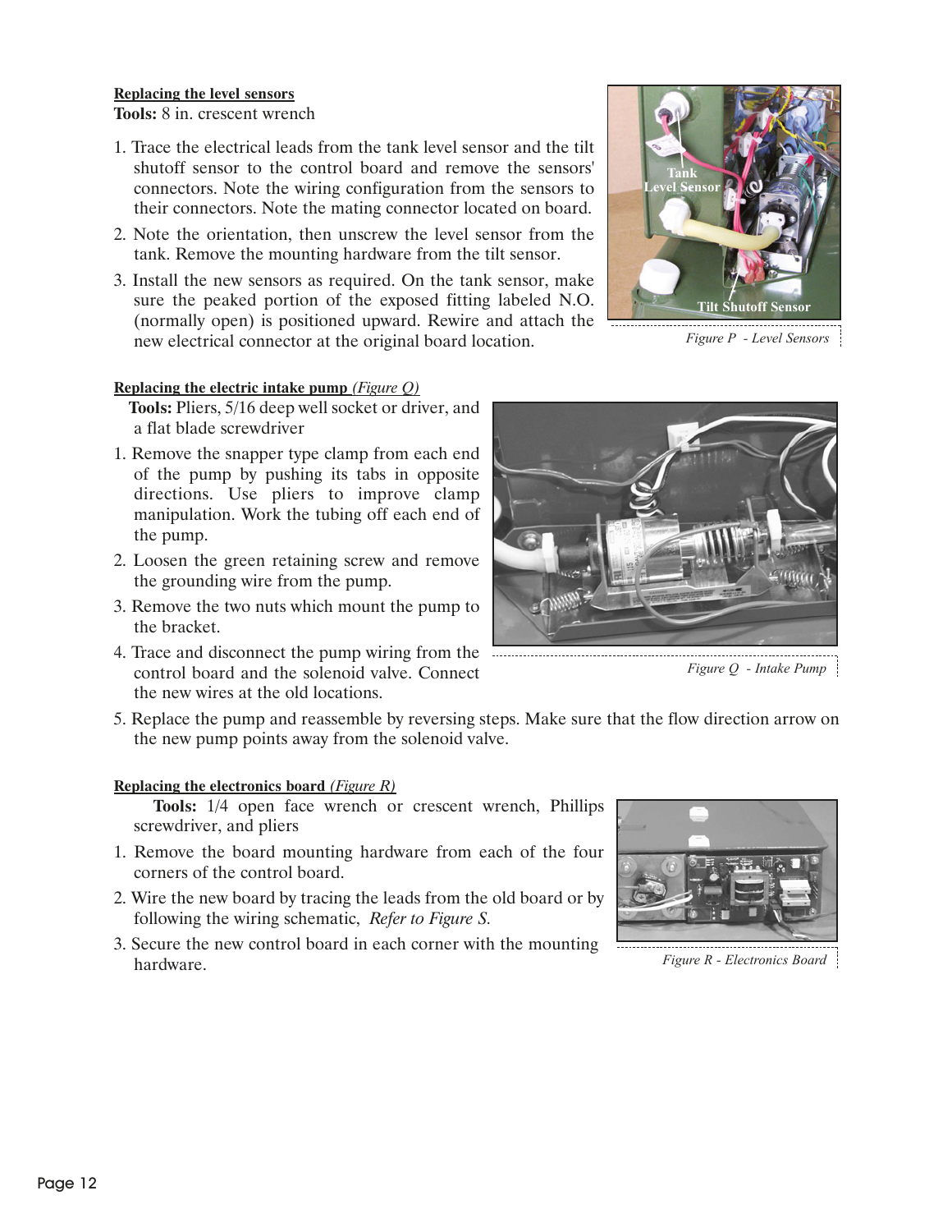**Replacing the level sensors**

**Tools:** 8 in. crescent wrench

1. Trace the electrical leads from the tank level sensor and the tilt shutoff sensor to the control board and remove the sensors' connectors. Note the wiring configuration from the sensors to their connectors. Note the mating connector located on board.
2. Note the orientation, then unscrew the level sensor from the tank. Remove the mounting hardware from the tilt sensor.
3. Install the new sensors as required. On the tank sensor, make sure the peaked portion of the exposed fitting labeled N.O. (normally open) is positioned upward. Rewire and attach the new electrical connector at the original board location.

*Figure P - Level Sensors*

**Replacing the electric intake pump** *(Figure Q)*

**Tools:** Pliers, 5/16 deep well socket or driver, and a flat blade screwdriver

1. Remove the snapper type clamp from each end of the pump by pushing its tabs in opposite directions. Use pliers to improve clamp manipulation. Work the tubing off each end of the pump.
2. Loosen the green retaining screw and remove the grounding wire from the pump.
3. Remove the two nuts which mount the pump to the bracket.
4. Trace and disconnect the pump wiring from the control board and the solenoid valve. Connect the new wires at the old locations.
5. Replace the pump and reassemble by reversing steps. Make sure that the flow direction arrow on the new pump points away from the solenoid valve.

*Figure Q - Intake Pump*

**Replacing the electronics board** *(Figure R)*

**Tools:** 1/4 open face wrench or crescent wrench, Phillips screwdriver, and pliers

1. Remove the board mounting hardware from each of the four corners of the control board.
2. Wire the new board by tracing the leads from the old board or by following the wiring schematic, *Refer to Figure S.*
3. Secure the new control board in each corner with the mounting hardware.

*Figure R - Electronics Board*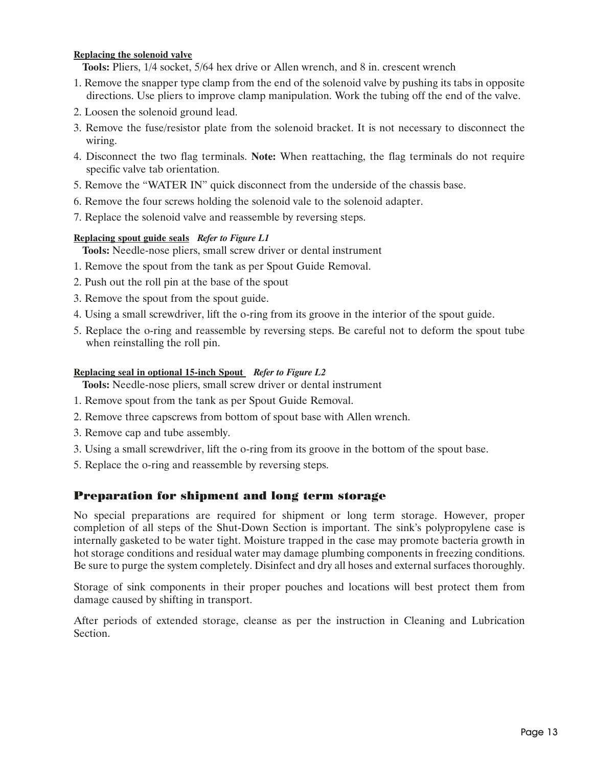#### Replacing the solenoid valve

**Tools:** Pliers, 1/4 socket, 5/64 hex drive or Allen wrench, and 8 in. crescent wrench

1. Remove the snapper type clamp from the end of the solenoid valve by pushing its tabs in opposite directions. Use pliers to improve clamp manipulation. Work the tubing off the end of the valve.
2. Loosen the solenoid ground lead.
3. Remove the fuse/resistor plate from the solenoid bracket. It is not necessary to disconnect the wiring.
4. Disconnect the two flag terminals. **Note:** When reattaching, the flag terminals do not require specific valve tab orientation.
5. Remove the "WATER IN" quick disconnect from the underside of the chassis base.
6. Remove the four screws holding the solenoid vale to the solenoid adapter.
7. Replace the solenoid valve and reassemble by reversing steps.

#### Replacing spout guide seals *Refer to Figure L1*

**Tools:** Needle-nose pliers, small screw driver or dental instrument

1. Remove the spout from the tank as per Spout Guide Removal.
2. Push out the roll pin at the base of the spout
3. Remove the spout from the spout guide.
4. Using a small screwdriver, lift the o-ring from its groove in the interior of the spout guide.
5. Replace the o-ring and reassemble by reversing steps. Be careful not to deform the spout tube when reinstalling the roll pin.

#### Replacing seal in optional 15-inch Spout *Refer to Figure L2*

**Tools:** Needle-nose pliers, small screw driver or dental instrument

1. Remove spout from the tank as per Spout Guide Removal.
2. Remove three capscrews from bottom of spout base with Allen wrench.
3. Remove cap and tube assembly.
3. Using a small screwdriver, lift the o-ring from its groove in the bottom of the spout base.
5. Replace the o-ring and reassemble by reversing steps.

## Preparation for shipment and long term storage

No special preparations are required for shipment or long term storage. However, proper completion of all steps of the Shut-Down Section is important. The sink's polypropylene case is internally gasketed to be water tight. Moisture trapped in the case may promote bacteria growth in hot storage conditions and residual water may damage plumbing components in freezing conditions. Be sure to purge the system completely. Disinfect and dry all hoses and external surfaces thoroughly.

Storage of sink components in their proper pouches and locations will best protect them from damage caused by shifting in transport.

After periods of extended storage, cleanse as per the instruction in Cleaning and Lubrication Section.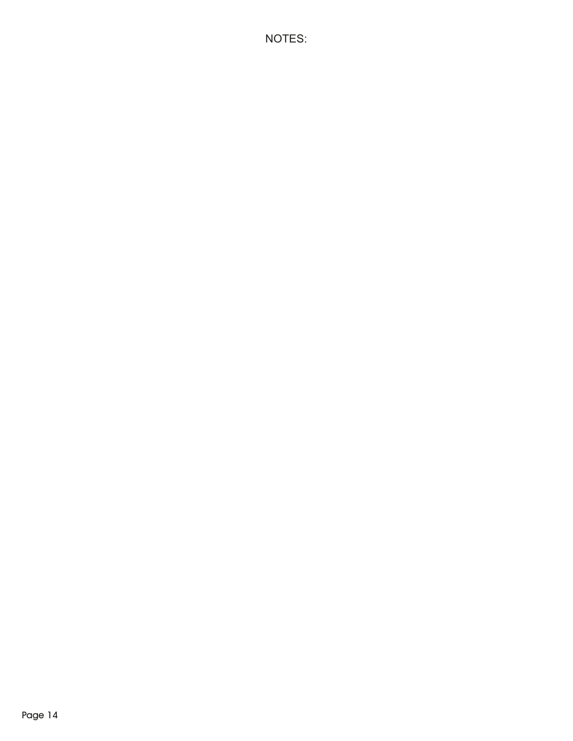NOTES: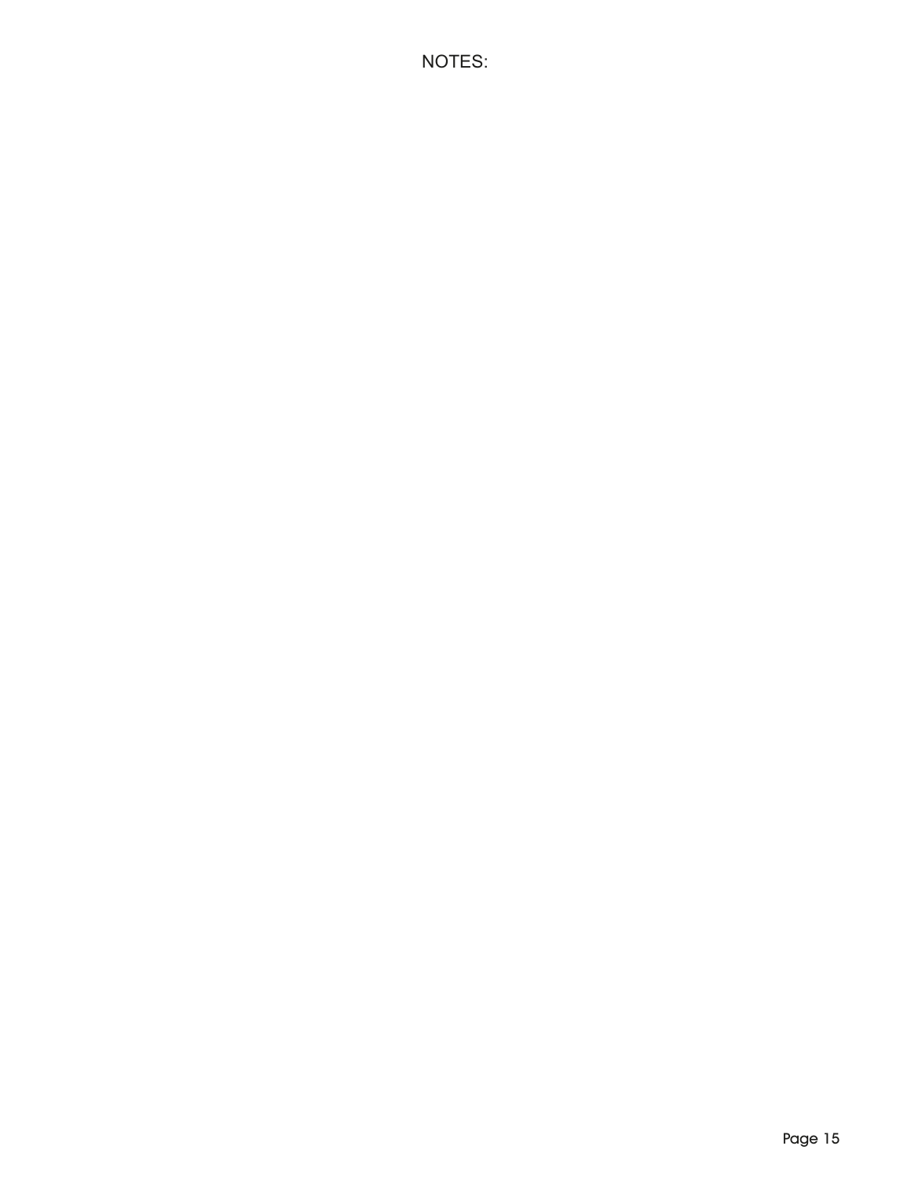NOTES: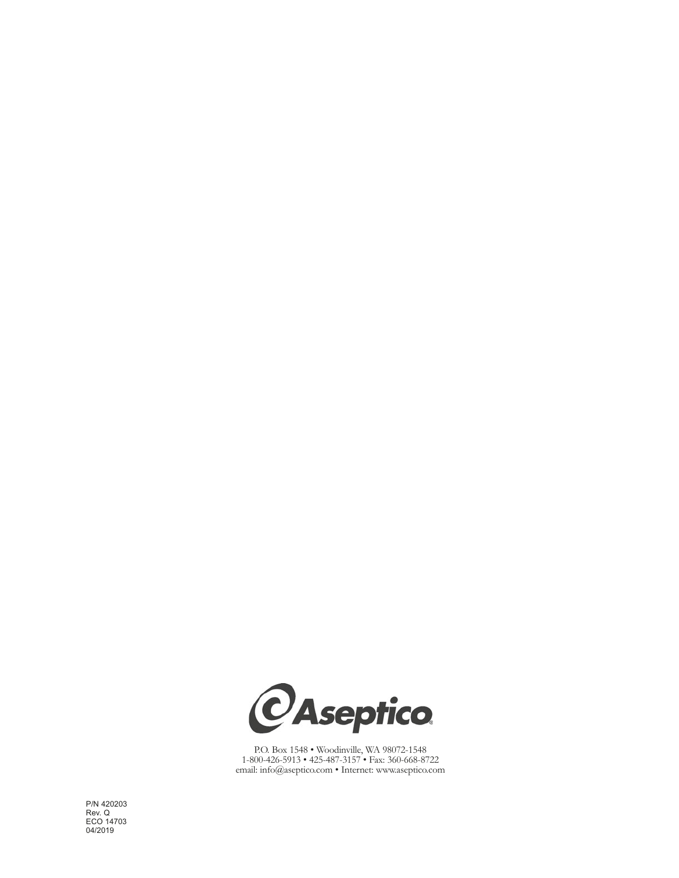Aseptico

P.O. Box 1548 • Woodinville, WA 98072-1548
1-800-426-5913 • 425-487-3157 • Fax: 360-668-8722
email: info@aseptico.com • Internet: www.aseptico.com

P/N 420203
Rev. Q
ECO 14703
04/2019